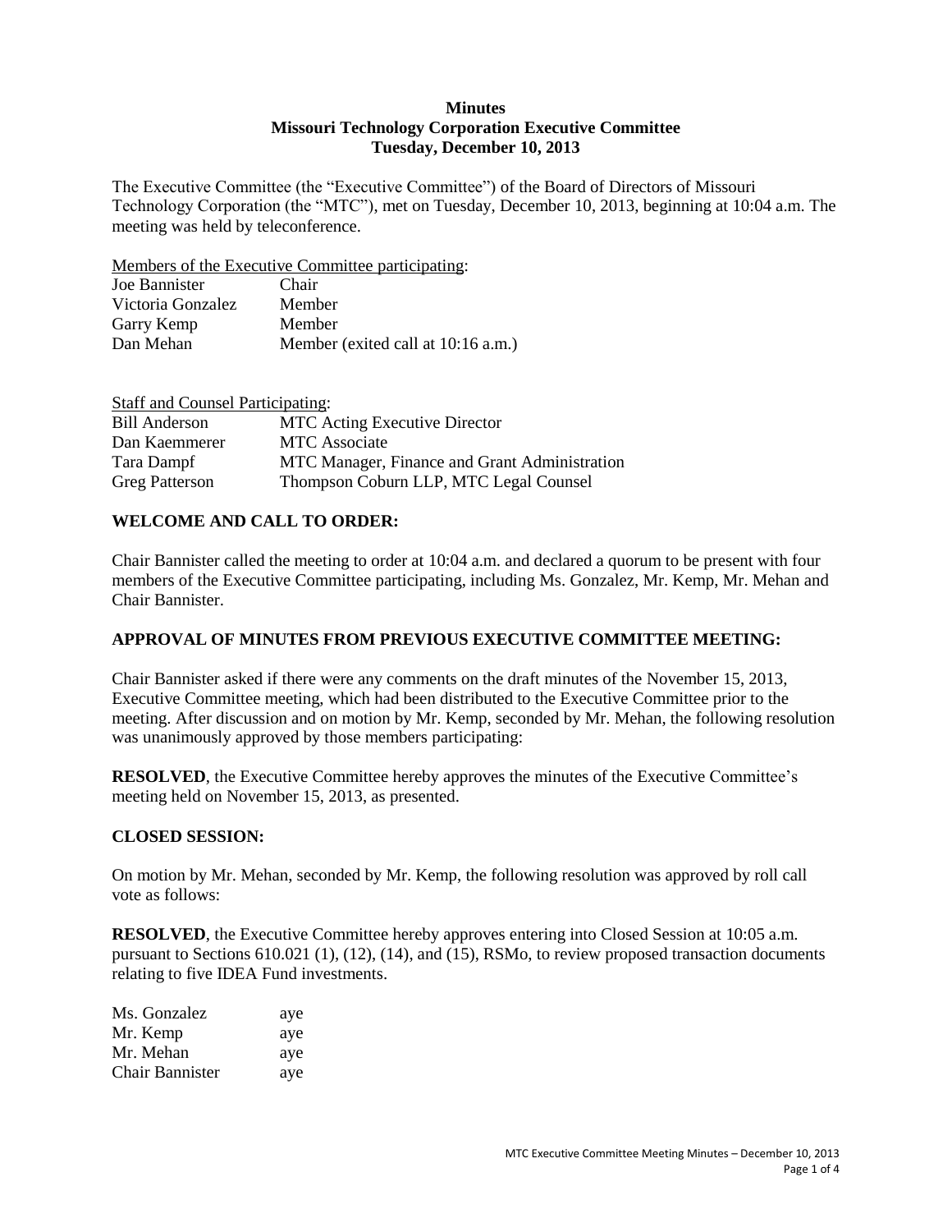# Minutes
## Missouri Technology Corporation Executive Committee
## Tuesday, December 10, 2013

The Executive Committee (the "Executive Committee") of the Board of Directors of Missouri Technology Corporation (the "MTC"), met on Tuesday, December 10, 2013, beginning at 10:04 a.m. The meeting was held by teleconference.

Members of the Executive Committee participating:

| | |
|---|---|
| Joe Bannister | Chair |
| Victoria Gonzalez | Member |
| Garry Kemp | Member |
| Dan Mehan | Member (exited call at 10:16 a.m.) |

Staff and Counsel Participating:

| | |
|---|---|
| Bill Anderson | MTC Acting Executive Director |
| Dan Kaemmerer | MTC Associate |
| Tara Dampf | MTC Manager, Finance and Grant Administration |
| Greg Patterson | Thompson Coburn LLP, MTC Legal Counsel |

### WELCOME AND CALL TO ORDER:

Chair Bannister called the meeting to order at 10:04 a.m. and declared a quorum to be present with four members of the Executive Committee participating, including Ms. Gonzalez, Mr. Kemp, Mr. Mehan and Chair Bannister.

### APPROVAL OF MINUTES FROM PREVIOUS EXECUTIVE COMMITTEE MEETING:

Chair Bannister asked if there were any comments on the draft minutes of the November 15, 2013, Executive Committee meeting, which had been distributed to the Executive Committee prior to the meeting. After discussion and on motion by Mr. Kemp, seconded by Mr. Mehan, the following resolution was unanimously approved by those members participating:

**RESOLVED**, the Executive Committee hereby approves the minutes of the Executive Committee's meeting held on November 15, 2013, as presented.

### CLOSED SESSION:

On motion by Mr. Mehan, seconded by Mr. Kemp, the following resolution was approved by roll call vote as follows:

**RESOLVED**, the Executive Committee hereby approves entering into Closed Session at 10:05 a.m. pursuant to Sections 610.021 (1), (12), (14), and (15), RSMo, to review proposed transaction documents relating to five IDEA Fund investments.

| | |
|---|---|
| Ms. Gonzalez | aye |
| Mr. Kemp | aye |
| Mr. Mehan | aye |
| Chair Bannister | aye |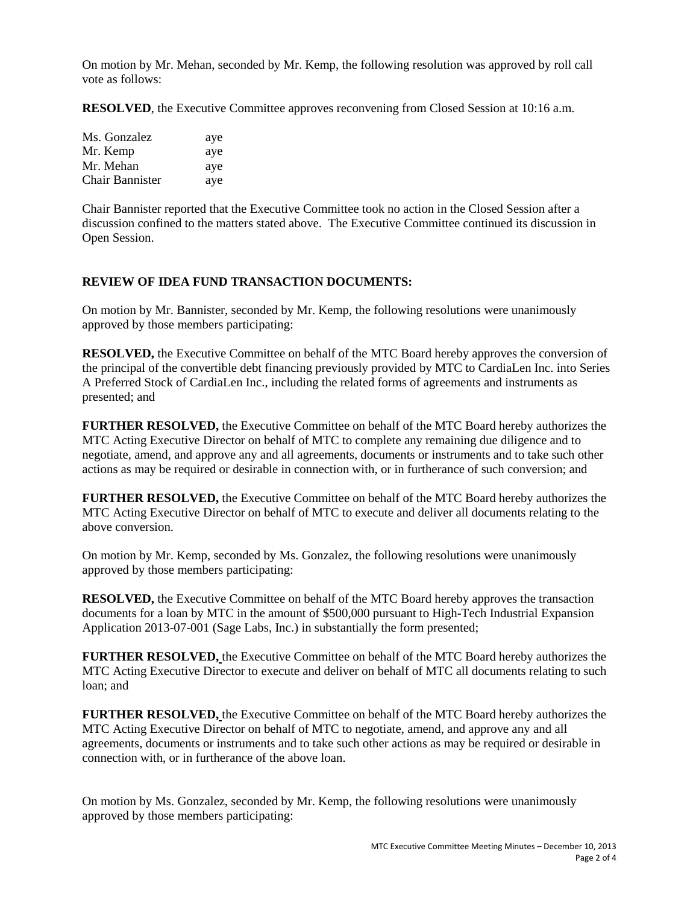On motion by Mr. Mehan, seconded by Mr. Kemp, the following resolution was approved by roll call vote as follows:

**RESOLVED**, the Executive Committee approves reconvening from Closed Session at 10:16 a.m.

| | |
|---|---|
| Ms. Gonzalez | aye |
| Mr. Kemp | aye |
| Mr. Mehan | aye |
| Chair Bannister | aye |

Chair Bannister reported that the Executive Committee took no action in the Closed Session after a discussion confined to the matters stated above. The Executive Committee continued its discussion in Open Session.

## REVIEW OF IDEA FUND TRANSACTION DOCUMENTS:

On motion by Mr. Bannister, seconded by Mr. Kemp, the following resolutions were unanimously approved by those members participating:

**RESOLVED,** the Executive Committee on behalf of the MTC Board hereby approves the conversion of the principal of the convertible debt financing previously provided by MTC to CardiaLen Inc. into Series A Preferred Stock of CardiaLen Inc., including the related forms of agreements and instruments as presented; and

**FURTHER RESOLVED,** the Executive Committee on behalf of the MTC Board hereby authorizes the MTC Acting Executive Director on behalf of MTC to complete any remaining due diligence and to negotiate, amend, and approve any and all agreements, documents or instruments and to take such other actions as may be required or desirable in connection with, or in furtherance of such conversion; and

**FURTHER RESOLVED,** the Executive Committee on behalf of the MTC Board hereby authorizes the MTC Acting Executive Director on behalf of MTC to execute and deliver all documents relating to the above conversion.

On motion by Mr. Kemp, seconded by Ms. Gonzalez, the following resolutions were unanimously approved by those members participating:

**RESOLVED,** the Executive Committee on behalf of the MTC Board hereby approves the transaction documents for a loan by MTC in the amount of $500,000 pursuant to High-Tech Industrial Expansion Application 2013-07-001 (Sage Labs, Inc.) in substantially the form presented;

**FURTHER RESOLVED,** the Executive Committee on behalf of the MTC Board hereby authorizes the MTC Acting Executive Director to execute and deliver on behalf of MTC all documents relating to such loan; and

**FURTHER RESOLVED,** the Executive Committee on behalf of the MTC Board hereby authorizes the MTC Acting Executive Director on behalf of MTC to negotiate, amend, and approve any and all agreements, documents or instruments and to take such other actions as may be required or desirable in connection with, or in furtherance of the above loan.

On motion by Ms. Gonzalez, seconded by Mr. Kemp, the following resolutions were unanimously approved by those members participating: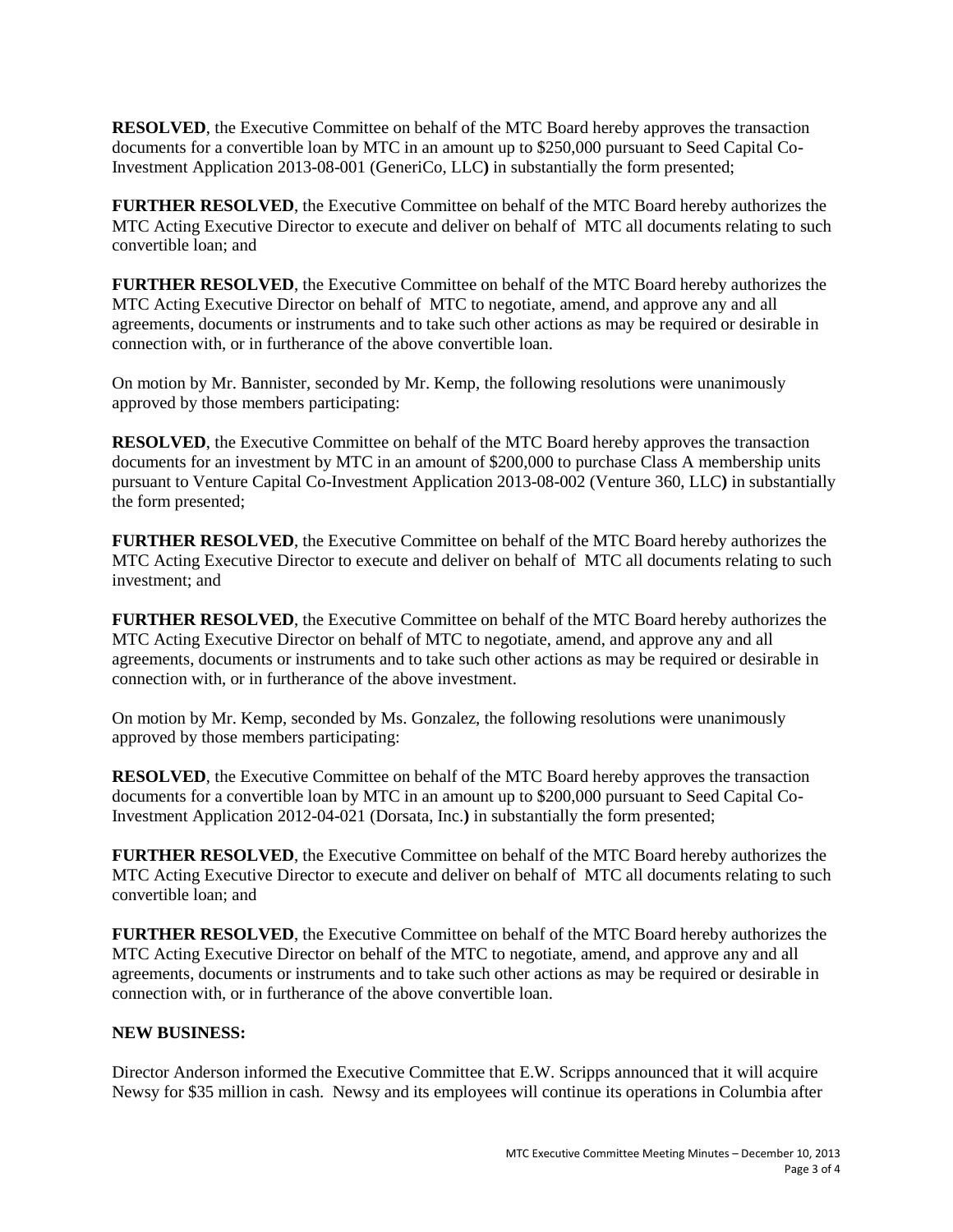**RESOLVED**, the Executive Committee on behalf of the MTC Board hereby approves the transaction documents for a convertible loan by MTC in an amount up to $250,000 pursuant to Seed Capital Co-Investment Application 2013-08-001 (GeneriCo, LLC**)** in substantially the form presented;

**FURTHER RESOLVED**, the Executive Committee on behalf of the MTC Board hereby authorizes the MTC Acting Executive Director to execute and deliver on behalf of MTC all documents relating to such convertible loan; and

**FURTHER RESOLVED**, the Executive Committee on behalf of the MTC Board hereby authorizes the MTC Acting Executive Director on behalf of MTC to negotiate, amend, and approve any and all agreements, documents or instruments and to take such other actions as may be required or desirable in connection with, or in furtherance of the above convertible loan.

On motion by Mr. Bannister, seconded by Mr. Kemp, the following resolutions were unanimously approved by those members participating:

**RESOLVED**, the Executive Committee on behalf of the MTC Board hereby approves the transaction documents for an investment by MTC in an amount of $200,000 to purchase Class A membership units pursuant to Venture Capital Co-Investment Application 2013-08-002 (Venture 360, LLC**)** in substantially the form presented;

**FURTHER RESOLVED**, the Executive Committee on behalf of the MTC Board hereby authorizes the MTC Acting Executive Director to execute and deliver on behalf of MTC all documents relating to such investment; and

**FURTHER RESOLVED**, the Executive Committee on behalf of the MTC Board hereby authorizes the MTC Acting Executive Director on behalf of MTC to negotiate, amend, and approve any and all agreements, documents or instruments and to take such other actions as may be required or desirable in connection with, or in furtherance of the above investment.

On motion by Mr. Kemp, seconded by Ms. Gonzalez, the following resolutions were unanimously approved by those members participating:

**RESOLVED**, the Executive Committee on behalf of the MTC Board hereby approves the transaction documents for a convertible loan by MTC in an amount up to $200,000 pursuant to Seed Capital Co-Investment Application 2012-04-021 (Dorsata, Inc.**)** in substantially the form presented;

**FURTHER RESOLVED**, the Executive Committee on behalf of the MTC Board hereby authorizes the MTC Acting Executive Director to execute and deliver on behalf of MTC all documents relating to such convertible loan; and

**FURTHER RESOLVED**, the Executive Committee on behalf of the MTC Board hereby authorizes the MTC Acting Executive Director on behalf of the MTC to negotiate, amend, and approve any and all agreements, documents or instruments and to take such other actions as may be required or desirable in connection with, or in furtherance of the above convertible loan.

**NEW BUSINESS:**

Director Anderson informed the Executive Committee that E.W. Scripps announced that it will acquire Newsy for $35 million in cash. Newsy and its employees will continue its operations in Columbia after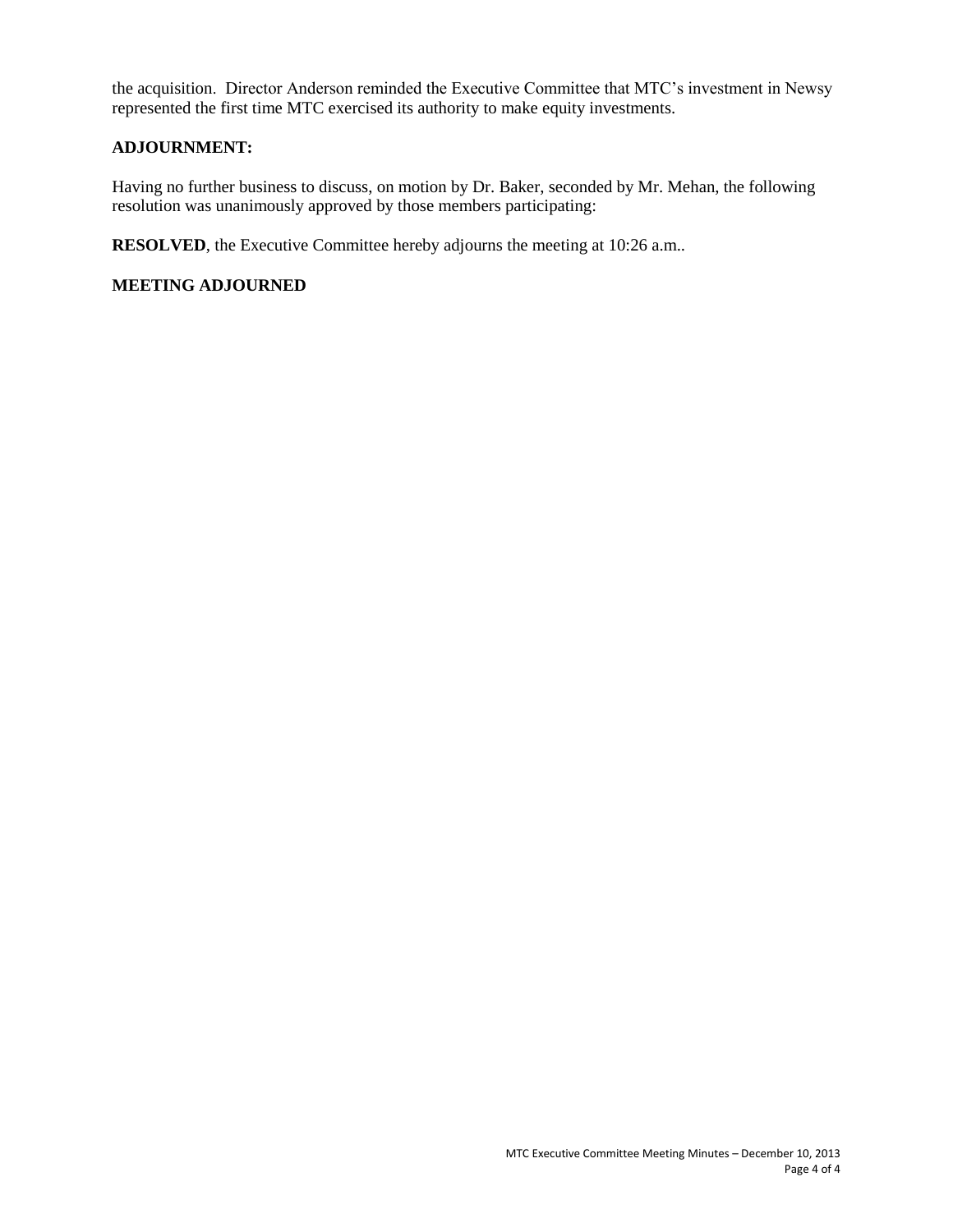the acquisition. Director Anderson reminded the Executive Committee that MTC's investment in Newsy represented the first time MTC exercised its authority to make equity investments.

**ADJOURNMENT:**

Having no further business to discuss, on motion by Dr. Baker, seconded by Mr. Mehan, the following resolution was unanimously approved by those members participating:

**RESOLVED**, the Executive Committee hereby adjourns the meeting at 10:26 a.m..

**MEETING ADJOURNED**